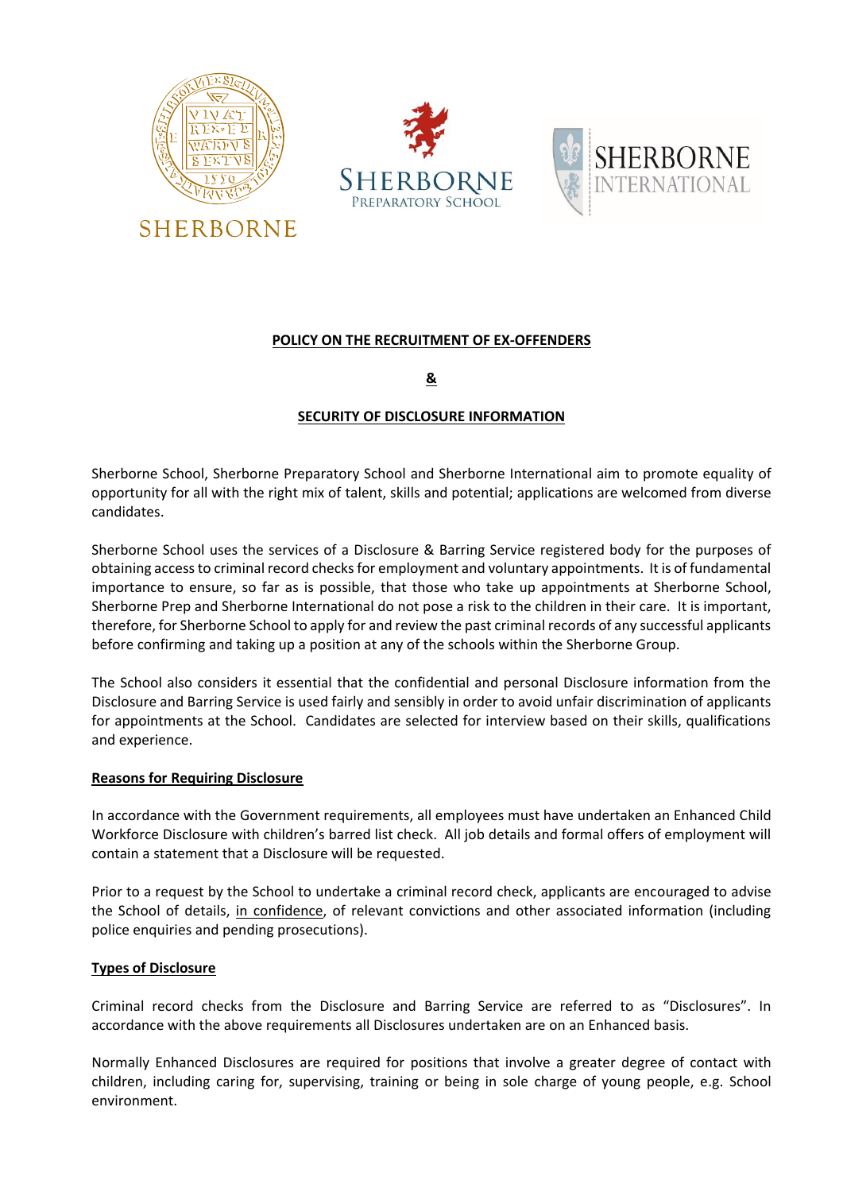**POLICY ON THE RECRUITMENT OF EX-OFFENDERS**

**&**

**SECURITY OF DISCLOSURE INFORMATION**

Sherborne School, Sherborne Preparatory School and Sherborne International aim to promote equality of opportunity for all with the right mix of talent, skills and potential; applications are welcomed from diverse candidates.

Sherborne School uses the services of a Disclosure & Barring Service registered body for the purposes of obtaining access to criminal record checks for employment and voluntary appointments. It is of fundamental importance to ensure, so far as is possible, that those who take up appointments at Sherborne School, Sherborne Prep and Sherborne International do not pose a risk to the children in their care. It is important, therefore, for Sherborne School to apply for and review the past criminal records of any successful applicants before confirming and taking up a position at any of the schools within the Sherborne Group.

The School also considers it essential that the confidential and personal Disclosure information from the Disclosure and Barring Service is used fairly and sensibly in order to avoid unfair discrimination of applicants for appointments at the School. Candidates are selected for interview based on their skills, qualifications and experience.

**Reasons for Requiring Disclosure**

In accordance with the Government requirements, all employees must have undertaken an Enhanced Child Workforce Disclosure with children's barred list check. All job details and formal offers of employment will contain a statement that a Disclosure will be requested.

Prior to a request by the School to undertake a criminal record check, applicants are encouraged to advise the School of details, in confidence, of relevant convictions and other associated information (including police enquiries and pending prosecutions).

**Types of Disclosure**

Criminal record checks from the Disclosure and Barring Service are referred to as "Disclosures". In accordance with the above requirements all Disclosures undertaken are on an Enhanced basis.

Normally Enhanced Disclosures are required for positions that involve a greater degree of contact with children, including caring for, supervising, training or being in sole charge of young people, e.g. School environment.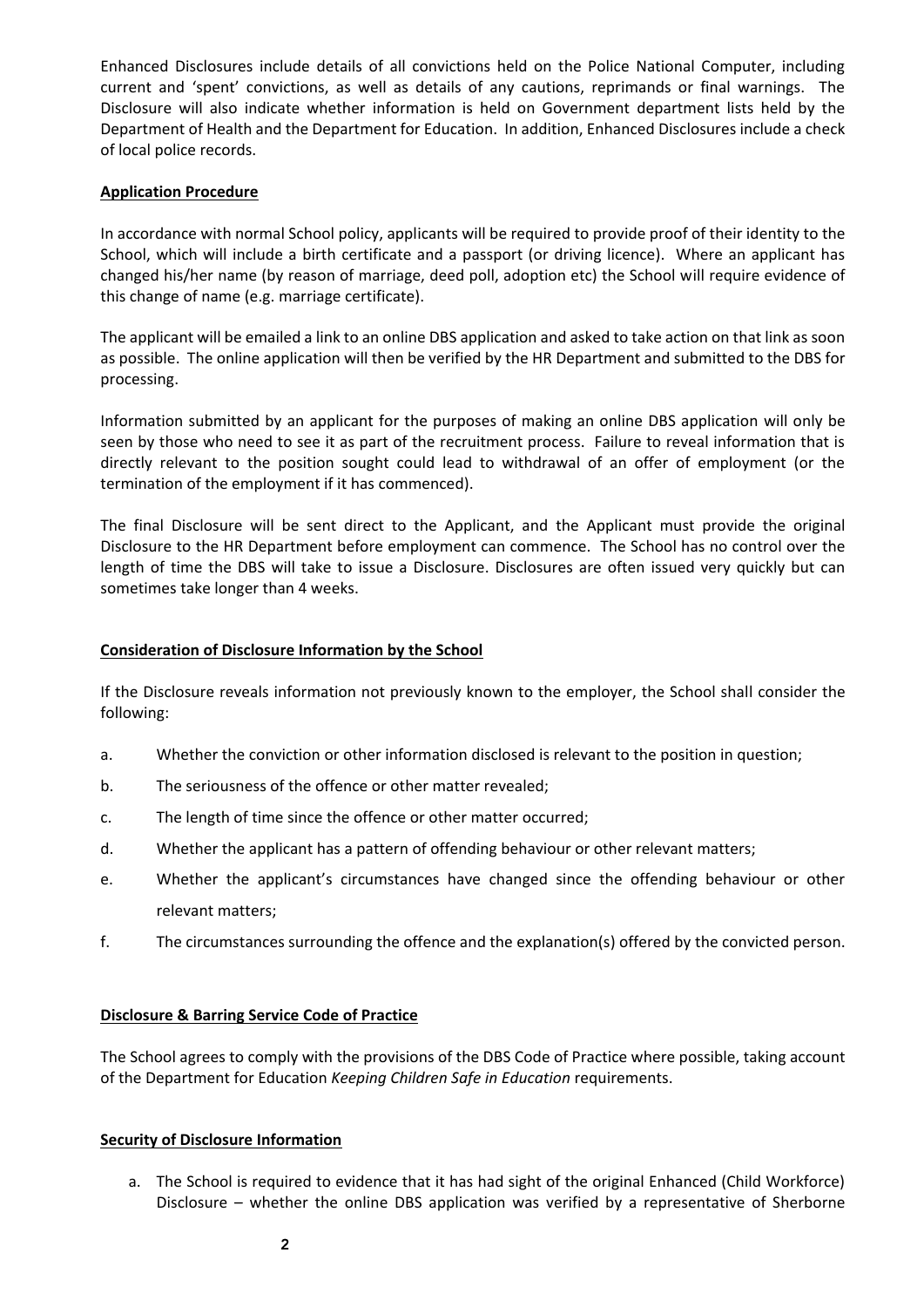Enhanced Disclosures include details of all convictions held on the Police National Computer, including current and 'spent' convictions, as well as details of any cautions, reprimands or final warnings. The Disclosure will also indicate whether information is held on Government department lists held by the Department of Health and the Department for Education. In addition, Enhanced Disclosures include a check of local police records.

**Application Procedure**

In accordance with normal School policy, applicants will be required to provide proof of their identity to the School, which will include a birth certificate and a passport (or driving licence). Where an applicant has changed his/her name (by reason of marriage, deed poll, adoption etc) the School will require evidence of this change of name (e.g. marriage certificate).

The applicant will be emailed a link to an online DBS application and asked to take action on that link as soon as possible. The online application will then be verified by the HR Department and submitted to the DBS for processing.

Information submitted by an applicant for the purposes of making an online DBS application will only be seen by those who need to see it as part of the recruitment process. Failure to reveal information that is directly relevant to the position sought could lead to withdrawal of an offer of employment (or the termination of the employment if it has commenced).

The final Disclosure will be sent direct to the Applicant, and the Applicant must provide the original Disclosure to the HR Department before employment can commence. The School has no control over the length of time the DBS will take to issue a Disclosure. Disclosures are often issued very quickly but can sometimes take longer than 4 weeks.

**Consideration of Disclosure Information by the School**

If the Disclosure reveals information not previously known to the employer, the School shall consider the following:

a. Whether the conviction or other information disclosed is relevant to the position in question;

b. The seriousness of the offence or other matter revealed;

c. The length of time since the offence or other matter occurred;

d. Whether the applicant has a pattern of offending behaviour or other relevant matters;

e. Whether the applicant's circumstances have changed since the offending behaviour or other relevant matters;

f. The circumstances surrounding the offence and the explanation(s) offered by the convicted person.

**Disclosure & Barring Service Code of Practice**

The School agrees to comply with the provisions of the DBS Code of Practice where possible, taking account of the Department for Education *Keeping Children Safe in Education* requirements.

**Security of Disclosure Information**

a. The School is required to evidence that it has had sight of the original Enhanced (Child Workforce) Disclosure – whether the online DBS application was verified by a representative of Sherborne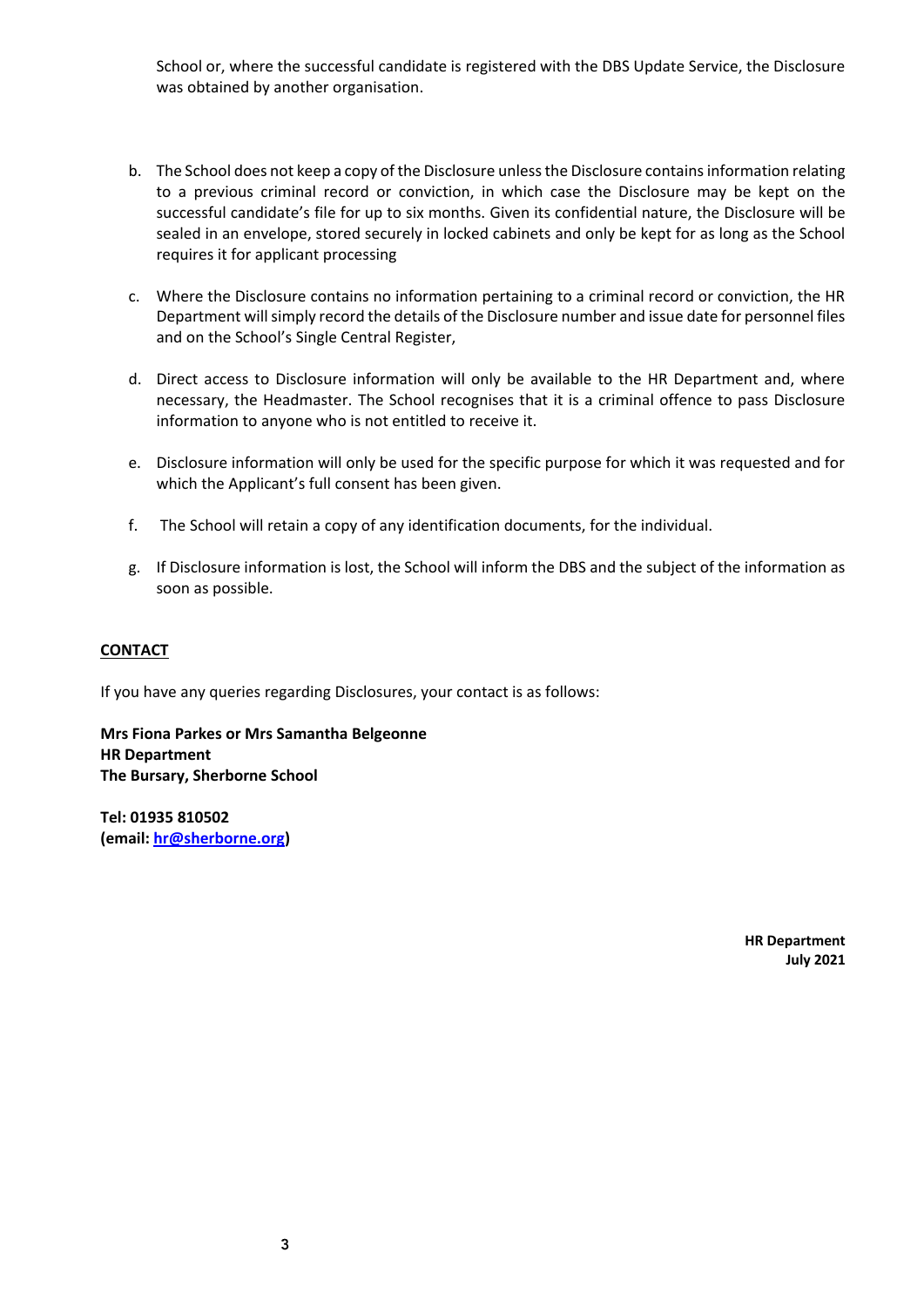School or, where the successful candidate is registered with the DBS Update Service, the Disclosure was obtained by another organisation.

b. The School does not keep a copy of the Disclosure unless the Disclosure contains information relating to a previous criminal record or conviction, in which case the Disclosure may be kept on the successful candidate's file for up to six months. Given its confidential nature, the Disclosure will be sealed in an envelope, stored securely in locked cabinets and only be kept for as long as the School requires it for applicant processing

c. Where the Disclosure contains no information pertaining to a criminal record or conviction, the HR Department will simply record the details of the Disclosure number and issue date for personnel files and on the School's Single Central Register,

d. Direct access to Disclosure information will only be available to the HR Department and, where necessary, the Headmaster. The School recognises that it is a criminal offence to pass Disclosure information to anyone who is not entitled to receive it.

e. Disclosure information will only be used for the specific purpose for which it was requested and for which the Applicant's full consent has been given.

f. The School will retain a copy of any identification documents, for the individual.

g. If Disclosure information is lost, the School will inform the DBS and the subject of the information as soon as possible.

**CONTACT**

If you have any queries regarding Disclosures, your contact is as follows:

**Mrs Fiona Parkes or Mrs Samantha Belgeonne**
**HR Department**
**The Bursary, Sherborne School**

**Tel: 01935 810502**
**(email: hr@sherborne.org)**

**HR Department**
**July 2021**